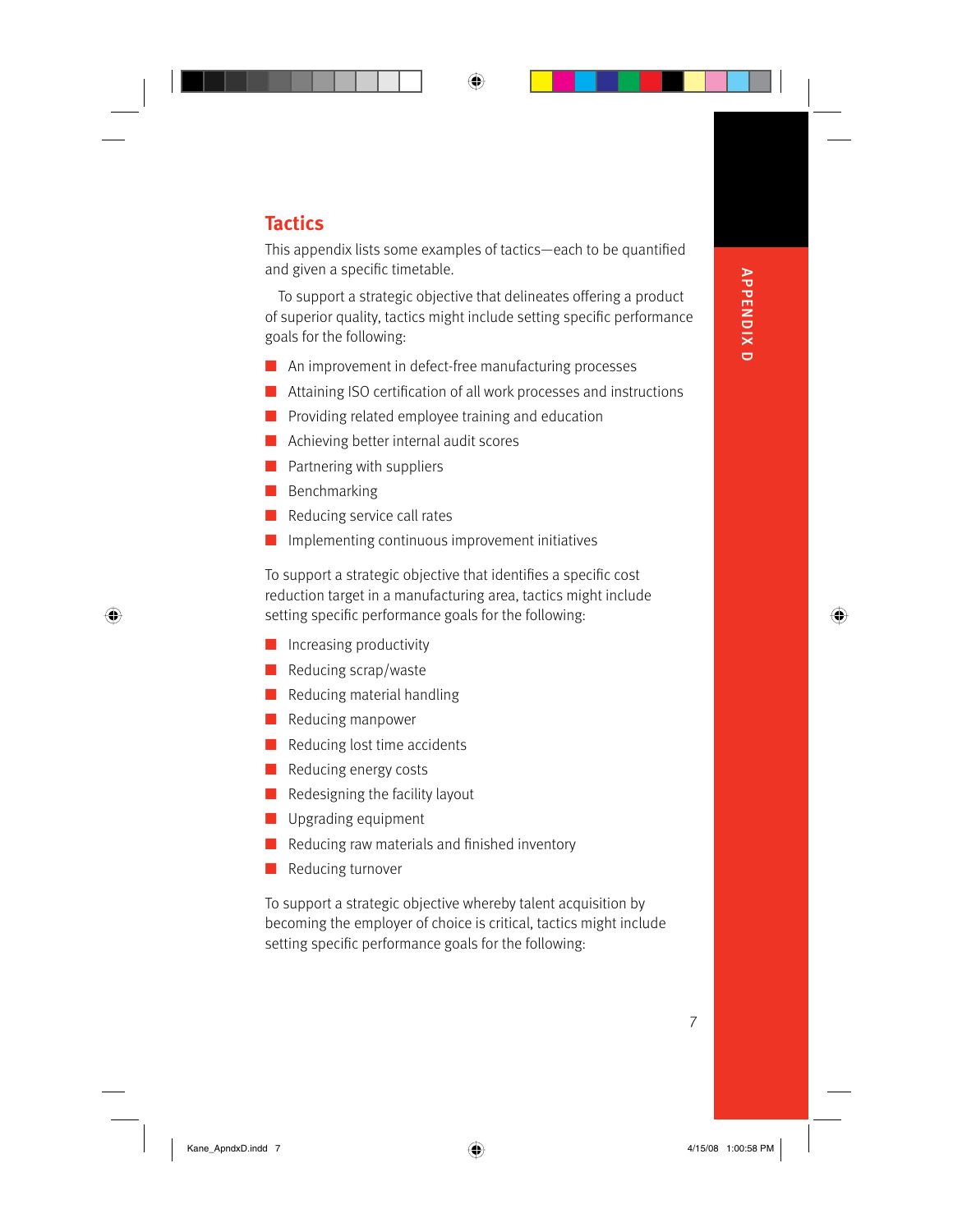## Tactics

This appendix lists some examples of tactics—each to be quantified and given a specific timetable.

To support a strategic objective that delineates offering a product of superior quality, tactics might include setting specific performance goals for the following:

- An improvement in defect-free manufacturing processes
- Attaining ISO certification of all work processes and instructions
- Providing related employee training and education
- Achieving better internal audit scores
- Partnering with suppliers
- Benchmarking
- Reducing service call rates
- Implementing continuous improvement initiatives

To support a strategic objective that identifies a specific cost reduction target in a manufacturing area, tactics might include setting specific performance goals for the following:

- Increasing productivity
- Reducing scrap/waste
- Reducing material handling
- Reducing manpower
- Reducing lost time accidents
- Reducing energy costs
- Redesigning the facility layout
- Upgrading equipment
- Reducing raw materials and finished inventory
- Reducing turnover

To support a strategic objective whereby talent acquisition by becoming the employer of choice is critical, tactics might include setting specific performance goals for the following: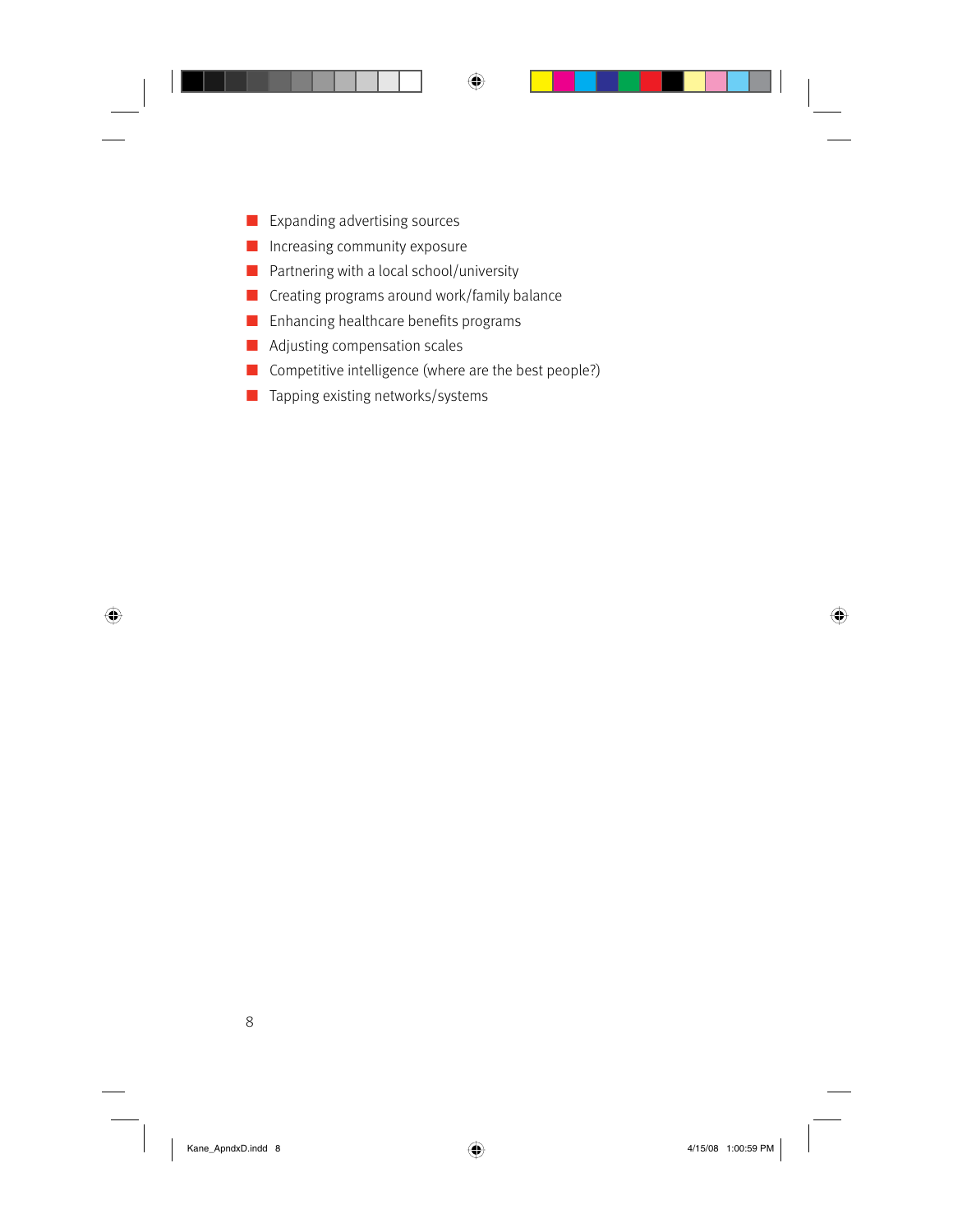- Expanding advertising sources
- Increasing community exposure
- Partnering with a local school/university
- Creating programs around work/family balance
- Enhancing healthcare benefits programs
- Adjusting compensation scales
- Competitive intelligence (where are the best people?)
- Tapping existing networks/systems